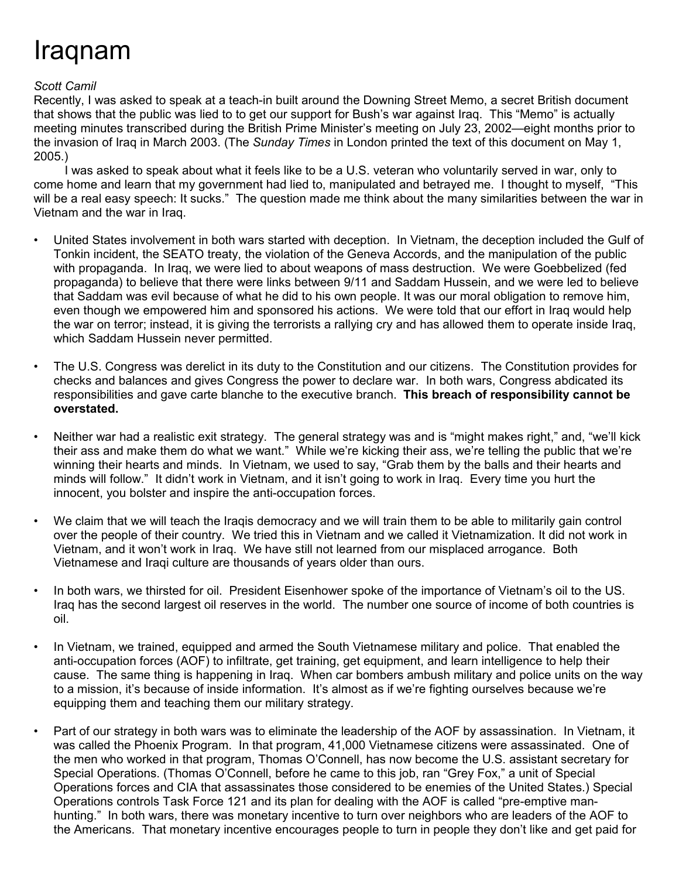# Iraqnam

*Scott Camil*

Recently, I was asked to speak at a teach-in built around the Downing Street Memo, a secret British document that shows that the public was lied to to get our support for Bush's war against Iraq. This "Memo" is actually meeting minutes transcribed during the British Prime Minister's meeting on July 23, 2002—eight months prior to the invasion of Iraq in March 2003. (The *Sunday Times* in London printed the text of this document on May 1, 2005.)

I was asked to speak about what it feels like to be a U.S. veteran who voluntarily served in war, only to come home and learn that my government had lied to, manipulated and betrayed me. I thought to myself, "This will be a real easy speech: It sucks." The question made me think about the many similarities between the war in Vietnam and the war in Iraq.

- United States involvement in both wars started with deception. In Vietnam, the deception included the Gulf of Tonkin incident, the SEATO treaty, the violation of the Geneva Accords, and the manipulation of the public with propaganda. In Iraq, we were lied to about weapons of mass destruction. We were Goebbelized (fed propaganda) to believe that there were links between 9/11 and Saddam Hussein, and we were led to believe that Saddam was evil because of what he did to his own people. It was our moral obligation to remove him, even though we empowered him and sponsored his actions. We were told that our effort in Iraq would help the war on terror; instead, it is giving the terrorists a rallying cry and has allowed them to operate inside Iraq, which Saddam Hussein never permitted.

- The U.S. Congress was derelict in its duty to the Constitution and our citizens. The Constitution provides for checks and balances and gives Congress the power to declare war. In both wars, Congress abdicated its responsibilities and gave carte blanche to the executive branch. **This breach of responsibility cannot be overstated.**

- Neither war had a realistic exit strategy. The general strategy was and is "might makes right," and, "we'll kick their ass and make them do what we want." While we're kicking their ass, we're telling the public that we're winning their hearts and minds. In Vietnam, we used to say, "Grab them by the balls and their hearts and minds will follow." It didn't work in Vietnam, and it isn't going to work in Iraq. Every time you hurt the innocent, you bolster and inspire the anti-occupation forces.

- We claim that we will teach the Iraqis democracy and we will train them to be able to militarily gain control over the people of their country. We tried this in Vietnam and we called it Vietnamization. It did not work in Vietnam, and it won't work in Iraq. We have still not learned from our misplaced arrogance. Both Vietnamese and Iraqi culture are thousands of years older than ours.

- In both wars, we thirsted for oil. President Eisenhower spoke of the importance of Vietnam's oil to the US. Iraq has the second largest oil reserves in the world. The number one source of income of both countries is oil.

- In Vietnam, we trained, equipped and armed the South Vietnamese military and police. That enabled the anti-occupation forces (AOF) to infiltrate, get training, get equipment, and learn intelligence to help their cause. The same thing is happening in Iraq. When car bombers ambush military and police units on the way to a mission, it's because of inside information. It's almost as if we're fighting ourselves because we're equipping them and teaching them our military strategy.

- Part of our strategy in both wars was to eliminate the leadership of the AOF by assassination. In Vietnam, it was called the Phoenix Program. In that program, 41,000 Vietnamese citizens were assassinated. One of the men who worked in that program, Thomas O'Connell, has now become the U.S. assistant secretary for Special Operations. (Thomas O'Connell, before he came to this job, ran "Grey Fox," a unit of Special Operations forces and CIA that assassinates those considered to be enemies of the United States.) Special Operations controls Task Force 121 and its plan for dealing with the AOF is called "pre-emptive man-hunting." In both wars, there was monetary incentive to turn over neighbors who are leaders of the AOF to the Americans. That monetary incentive encourages people to turn in people they don't like and get paid for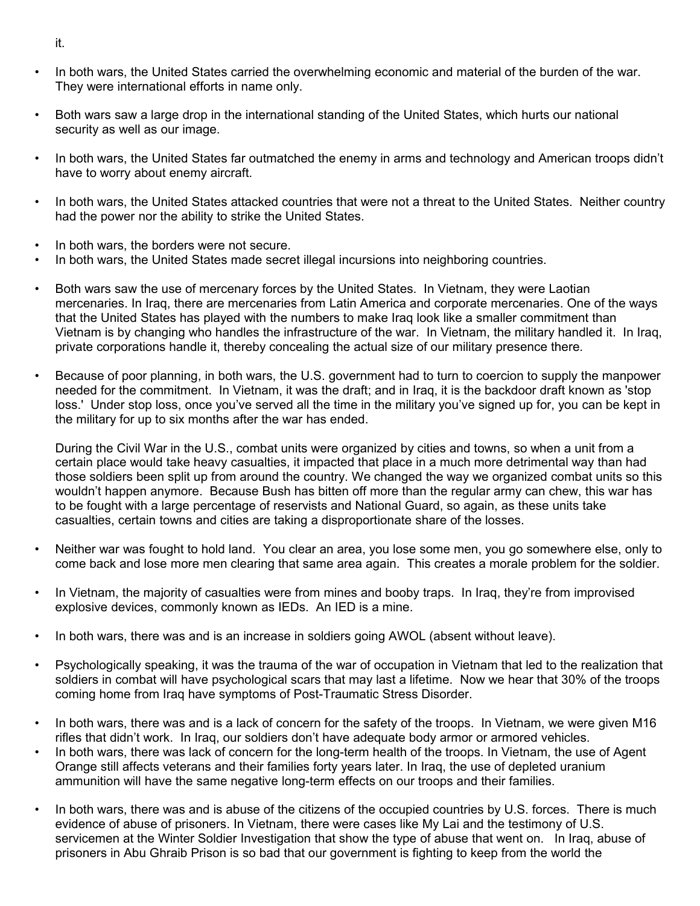it.

- In both wars, the United States carried the overwhelming economic and material of the burden of the war. They were international efforts in name only.

- Both wars saw a large drop in the international standing of the United States, which hurts our national security as well as our image.

- In both wars, the United States far outmatched the enemy in arms and technology and American troops didn't have to worry about enemy aircraft.

- In both wars, the United States attacked countries that were not a threat to the United States. Neither country had the power nor the ability to strike the United States.

- In both wars, the borders were not secure.
- In both wars, the United States made secret illegal incursions into neighboring countries.

- Both wars saw the use of mercenary forces by the United States. In Vietnam, they were Laotian mercenaries. In Iraq, there are mercenaries from Latin America and corporate mercenaries. One of the ways that the United States has played with the numbers to make Iraq look like a smaller commitment than Vietnam is by changing who handles the infrastructure of the war. In Vietnam, the military handled it. In Iraq, private corporations handle it, thereby concealing the actual size of our military presence there.

- Because of poor planning, in both wars, the U.S. government had to turn to coercion to supply the manpower needed for the commitment. In Vietnam, it was the draft; and in Iraq, it is the backdoor draft known as 'stop loss.' Under stop loss, once you've served all the time in the military you've signed up for, you can be kept in the military for up to six months after the war has ended.

  During the Civil War in the U.S., combat units were organized by cities and towns, so when a unit from a certain place would take heavy casualties, it impacted that place in a much more detrimental way than had those soldiers been split up from around the country. We changed the way we organized combat units so this wouldn't happen anymore. Because Bush has bitten off more than the regular army can chew, this war has to be fought with a large percentage of reservists and National Guard, so again, as these units take casualties, certain towns and cities are taking a disproportionate share of the losses.

- Neither war was fought to hold land. You clear an area, you lose some men, you go somewhere else, only to come back and lose more men clearing that same area again. This creates a morale problem for the soldier.

- In Vietnam, the majority of casualties were from mines and booby traps. In Iraq, they're from improvised explosive devices, commonly known as IEDs. An IED is a mine.

- In both wars, there was and is an increase in soldiers going AWOL (absent without leave).

- Psychologically speaking, it was the trauma of the war of occupation in Vietnam that led to the realization that soldiers in combat will have psychological scars that may last a lifetime. Now we hear that 30% of the troops coming home from Iraq have symptoms of Post-Traumatic Stress Disorder.

- In both wars, there was and is a lack of concern for the safety of the troops. In Vietnam, we were given M16 rifles that didn't work. In Iraq, our soldiers don't have adequate body armor or armored vehicles.
- In both wars, there was lack of concern for the long-term health of the troops. In Vietnam, the use of Agent Orange still affects veterans and their families forty years later. In Iraq, the use of depleted uranium ammunition will have the same negative long-term effects on our troops and their families.

- In both wars, there was and is abuse of the citizens of the occupied countries by U.S. forces. There is much evidence of abuse of prisoners. In Vietnam, there were cases like My Lai and the testimony of U.S. servicemen at the Winter Soldier Investigation that show the type of abuse that went on. In Iraq, abuse of prisoners in Abu Ghraib Prison is so bad that our government is fighting to keep from the world the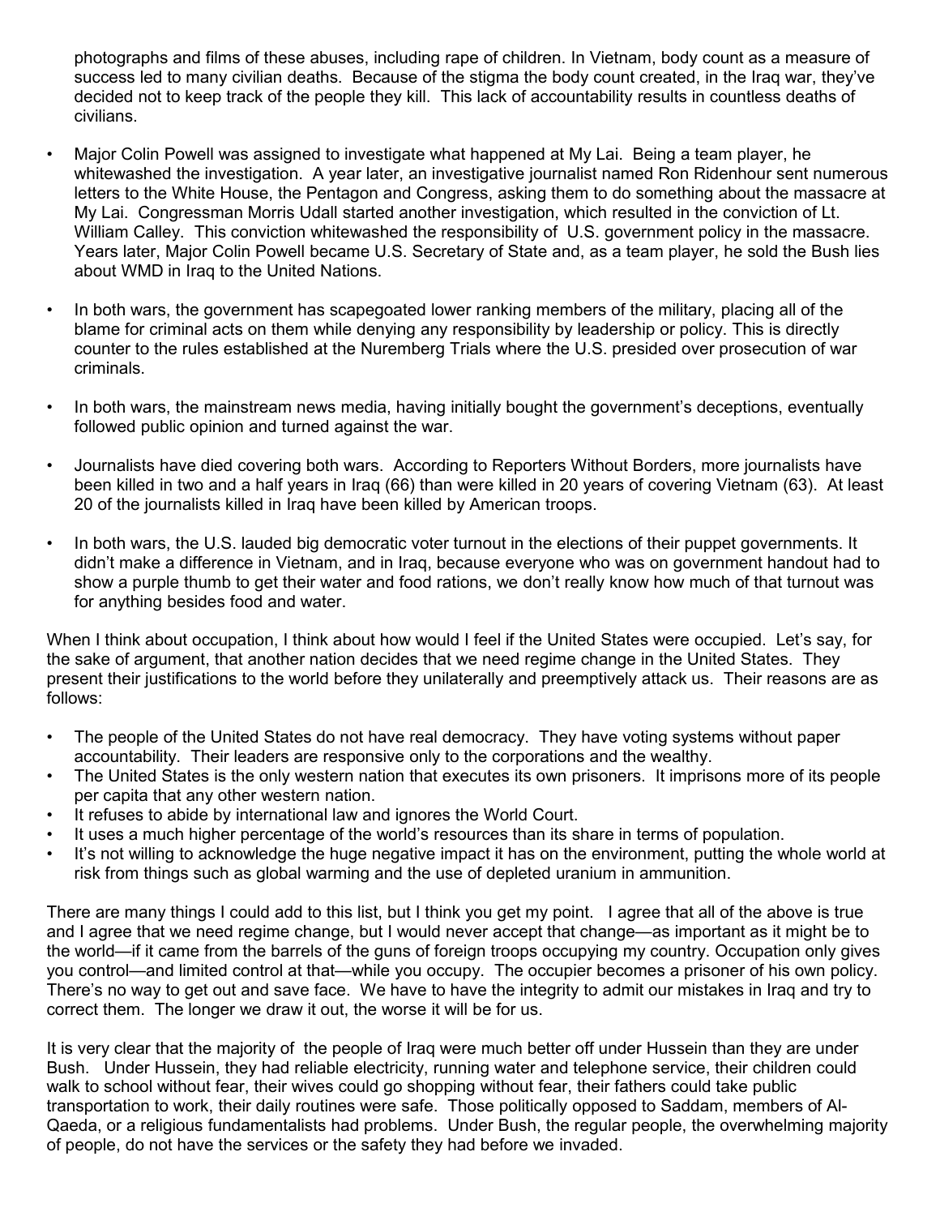photographs and films of these abuses, including rape of children. In Vietnam, body count as a measure of success led to many civilian deaths. Because of the stigma the body count created, in the Iraq war, they've decided not to keep track of the people they kill. This lack of accountability results in countless deaths of civilians.

- Major Colin Powell was assigned to investigate what happened at My Lai. Being a team player, he whitewashed the investigation. A year later, an investigative journalist named Ron Ridenhour sent numerous letters to the White House, the Pentagon and Congress, asking them to do something about the massacre at My Lai. Congressman Morris Udall started another investigation, which resulted in the conviction of Lt. William Calley. This conviction whitewashed the responsibility of U.S. government policy in the massacre. Years later, Major Colin Powell became U.S. Secretary of State and, as a team player, he sold the Bush lies about WMD in Iraq to the United Nations.

- In both wars, the government has scapegoated lower ranking members of the military, placing all of the blame for criminal acts on them while denying any responsibility by leadership or policy. This is directly counter to the rules established at the Nuremberg Trials where the U.S. presided over prosecution of war criminals.

- In both wars, the mainstream news media, having initially bought the government's deceptions, eventually followed public opinion and turned against the war.

- Journalists have died covering both wars. According to Reporters Without Borders, more journalists have been killed in two and a half years in Iraq (66) than were killed in 20 years of covering Vietnam (63). At least 20 of the journalists killed in Iraq have been killed by American troops.

- In both wars, the U.S. lauded big democratic voter turnout in the elections of their puppet governments. It didn't make a difference in Vietnam, and in Iraq, because everyone who was on government handout had to show a purple thumb to get their water and food rations, we don't really know how much of that turnout was for anything besides food and water.

When I think about occupation, I think about how would I feel if the United States were occupied. Let's say, for the sake of argument, that another nation decides that we need regime change in the United States. They present their justifications to the world before they unilaterally and preemptively attack us. Their reasons are as follows:

- The people of the United States do not have real democracy. They have voting systems without paper accountability. Their leaders are responsive only to the corporations and the wealthy.
- The United States is the only western nation that executes its own prisoners. It imprisons more of its people per capita that any other western nation.
- It refuses to abide by international law and ignores the World Court.
- It uses a much higher percentage of the world's resources than its share in terms of population.
- It's not willing to acknowledge the huge negative impact it has on the environment, putting the whole world at risk from things such as global warming and the use of depleted uranium in ammunition.

There are many things I could add to this list, but I think you get my point. I agree that all of the above is true and I agree that we need regime change, but I would never accept that change—as important as it might be to the world—if it came from the barrels of the guns of foreign troops occupying my country. Occupation only gives you control—and limited control at that—while you occupy. The occupier becomes a prisoner of his own policy. There's no way to get out and save face. We have to have the integrity to admit our mistakes in Iraq and try to correct them. The longer we draw it out, the worse it will be for us.

It is very clear that the majority of the people of Iraq were much better off under Hussein than they are under Bush. Under Hussein, they had reliable electricity, running water and telephone service, their children could walk to school without fear, their wives could go shopping without fear, their fathers could take public transportation to work, their daily routines were safe. Those politically opposed to Saddam, members of Al-Qaeda, or a religious fundamentalists had problems. Under Bush, the regular people, the overwhelming majority of people, do not have the services or the safety they had before we invaded.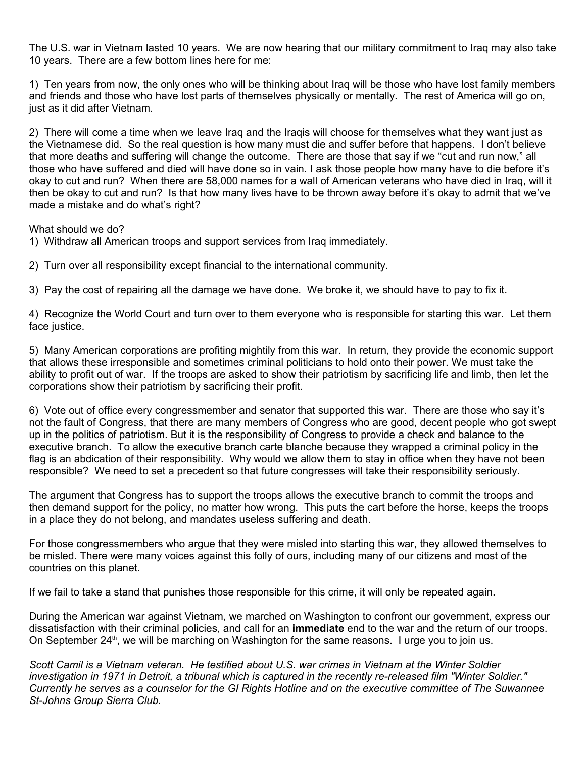The U.S. war in Vietnam lasted 10 years. We are now hearing that our military commitment to Iraq may also take 10 years. There are a few bottom lines here for me:

1) Ten years from now, the only ones who will be thinking about Iraq will be those who have lost family members and friends and those who have lost parts of themselves physically or mentally. The rest of America will go on, just as it did after Vietnam.

2) There will come a time when we leave Iraq and the Iraqis will choose for themselves what they want just as the Vietnamese did. So the real question is how many must die and suffer before that happens. I don't believe that more deaths and suffering will change the outcome. There are those that say if we "cut and run now," all those who have suffered and died will have done so in vain. I ask those people how many have to die before it's okay to cut and run? When there are 58,000 names for a wall of American veterans who have died in Iraq, will it then be okay to cut and run? Is that how many lives have to be thrown away before it's okay to admit that we've made a mistake and do what's right?

What should we do?

1) Withdraw all American troops and support services from Iraq immediately.

2) Turn over all responsibility except financial to the international community.

3) Pay the cost of repairing all the damage we have done. We broke it, we should have to pay to fix it.

4) Recognize the World Court and turn over to them everyone who is responsible for starting this war. Let them face justice.

5) Many American corporations are profiting mightily from this war. In return, they provide the economic support that allows these irresponsible and sometimes criminal politicians to hold onto their power. We must take the ability to profit out of war. If the troops are asked to show their patriotism by sacrificing life and limb, then let the corporations show their patriotism by sacrificing their profit.

6) Vote out of office every congressmember and senator that supported this war. There are those who say it's not the fault of Congress, that there are many members of Congress who are good, decent people who got swept up in the politics of patriotism. But it is the responsibility of Congress to provide a check and balance to the executive branch. To allow the executive branch carte blanche because they wrapped a criminal policy in the flag is an abdication of their responsibility. Why would we allow them to stay in office when they have not been responsible? We need to set a precedent so that future congresses will take their responsibility seriously.

The argument that Congress has to support the troops allows the executive branch to commit the troops and then demand support for the policy, no matter how wrong. This puts the cart before the horse, keeps the troops in a place they do not belong, and mandates useless suffering and death.

For those congressmembers who argue that they were misled into starting this war, they allowed themselves to be misled. There were many voices against this folly of ours, including many of our citizens and most of the countries on this planet.

If we fail to take a stand that punishes those responsible for this crime, it will only be repeated again.

During the American war against Vietnam, we marched on Washington to confront our government, express our dissatisfaction with their criminal policies, and call for an **immediate** end to the war and the return of our troops. On September 24th, we will be marching on Washington for the same reasons. I urge you to join us.

*Scott Camil is a Vietnam veteran. He testified about U.S. war crimes in Vietnam at the Winter Soldier investigation in 1971 in Detroit, a tribunal which is captured in the recently re-released film "Winter Soldier." Currently he serves as a counselor for the GI Rights Hotline and on the executive committee of The Suwannee St-Johns Group Sierra Club.*